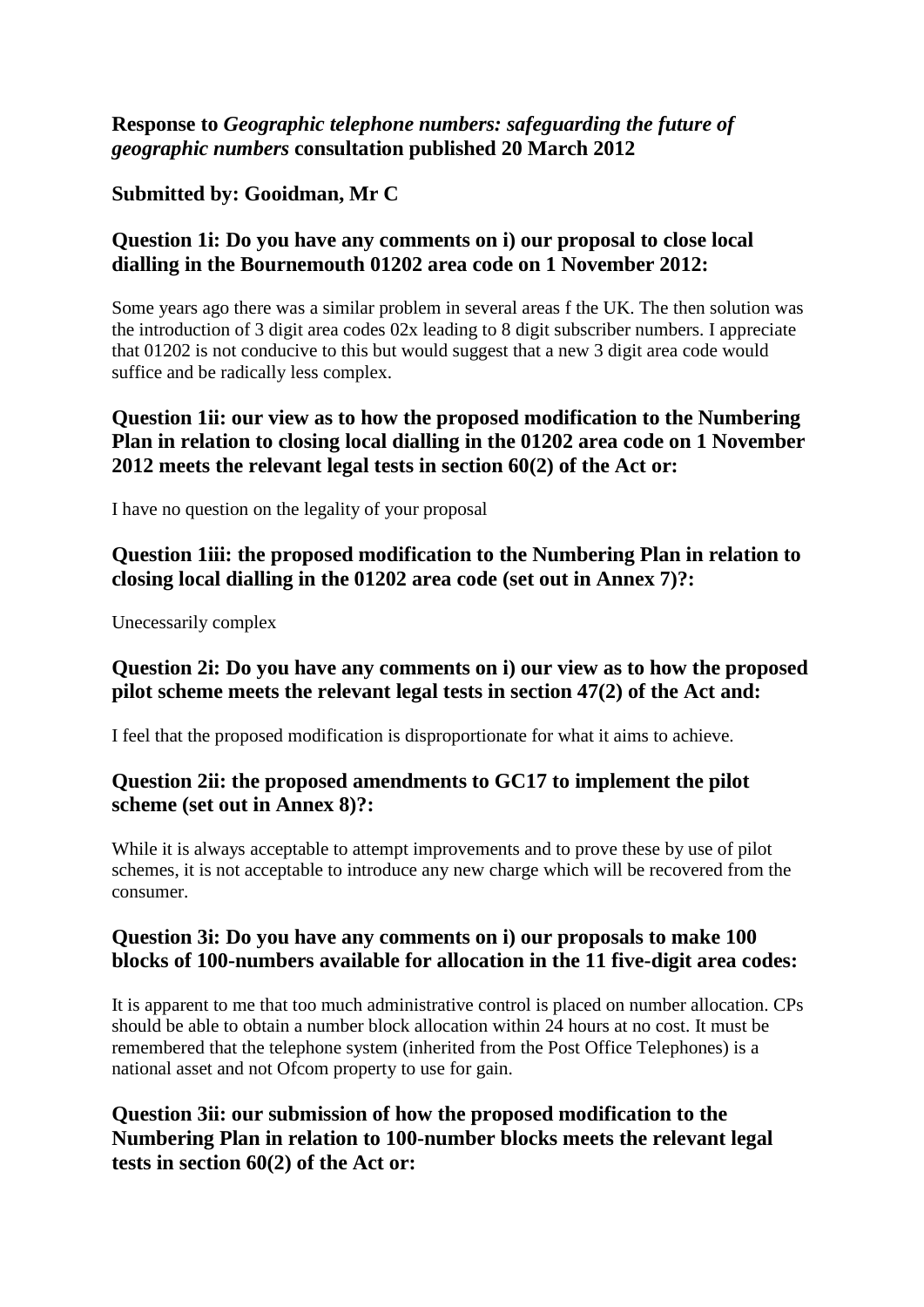**Response to *Geographic telephone numbers: safeguarding the future of geographic numbers* consultation published 20 March 2012**

**Submitted by: Gooidman, Mr C**

### Question 1i: Do you have any comments on i) our proposal to close local dialling in the Bournemouth 01202 area code on 1 November 2012:

Some years ago there was a similar problem in several areas f the UK. The then solution was the introduction of 3 digit area codes 02x leading to 8 digit subscriber numbers. I appreciate that 01202 is not conducive to this but would suggest that a new 3 digit area code would suffice and be radically less complex.

### Question 1ii: our view as to how the proposed modification to the Numbering Plan in relation to closing local dialling in the 01202 area code on 1 November 2012 meets the relevant legal tests in section 60(2) of the Act or:

I have no question on the legality of your proposal

### Question 1iii: the proposed modification to the Numbering Plan in relation to closing local dialling in the 01202 area code (set out in Annex 7)?:

Unecessarily complex

### Question 2i: Do you have any comments on i) our view as to how the proposed pilot scheme meets the relevant legal tests in section 47(2) of the Act and:

I feel that the proposed modification is disproportionate for what it aims to achieve.

### Question 2ii: the proposed amendments to GC17 to implement the pilot scheme (set out in Annex 8)?:

While it is always acceptable to attempt improvements and to prove these by use of pilot schemes, it is not acceptable to introduce any new charge which will be recovered from the consumer.

### Question 3i: Do you have any comments on i) our proposals to make 100 blocks of 100-numbers available for allocation in the 11 five-digit area codes:

It is apparent to me that too much administrative control is placed on number allocation. CPs should be able to obtain a number block allocation within 24 hours at no cost. It must be remembered that the telephone system (inherited from the Post Office Telephones) is a national asset and not Ofcom property to use for gain.

### Question 3ii: our submission of how the proposed modification to the Numbering Plan in relation to 100-number blocks meets the relevant legal tests in section 60(2) of the Act or: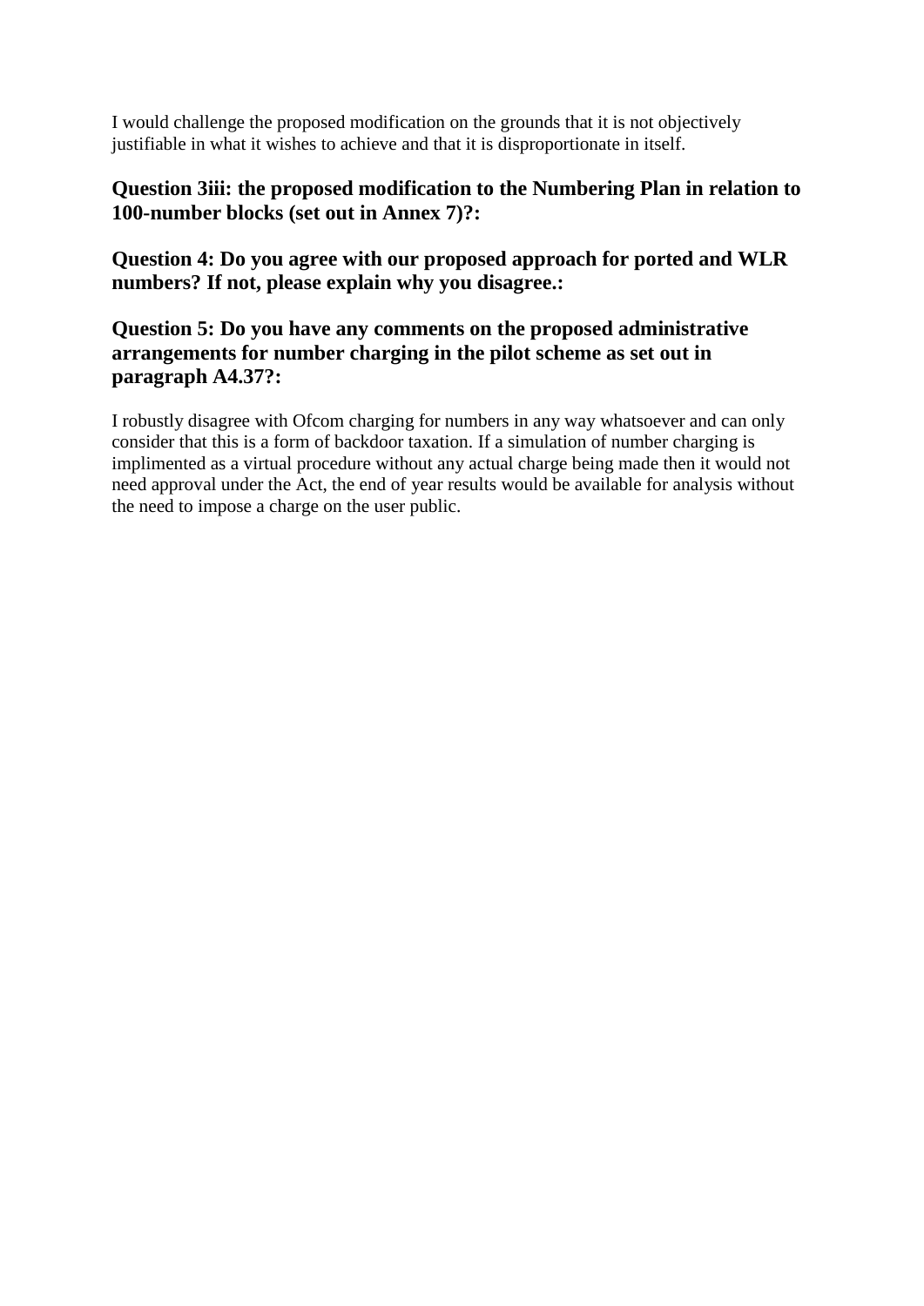I would challenge the proposed modification on the grounds that it is not objectively justifiable in what it wishes to achieve and that it is disproportionate in itself.

### Question 3iii: the proposed modification to the Numbering Plan in relation to 100-number blocks (set out in Annex 7)?:

### Question 4: Do you agree with our proposed approach for ported and WLR numbers? If not, please explain why you disagree.:

### Question 5: Do you have any comments on the proposed administrative arrangements for number charging in the pilot scheme as set out in paragraph A4.37?:

I robustly disagree with Ofcom charging for numbers in any way whatsoever and can only consider that this is a form of backdoor taxation. If a simulation of number charging is implimented as a virtual procedure without any actual charge being made then it would not need approval under the Act, the end of year results would be available for analysis without the need to impose a charge on the user public.